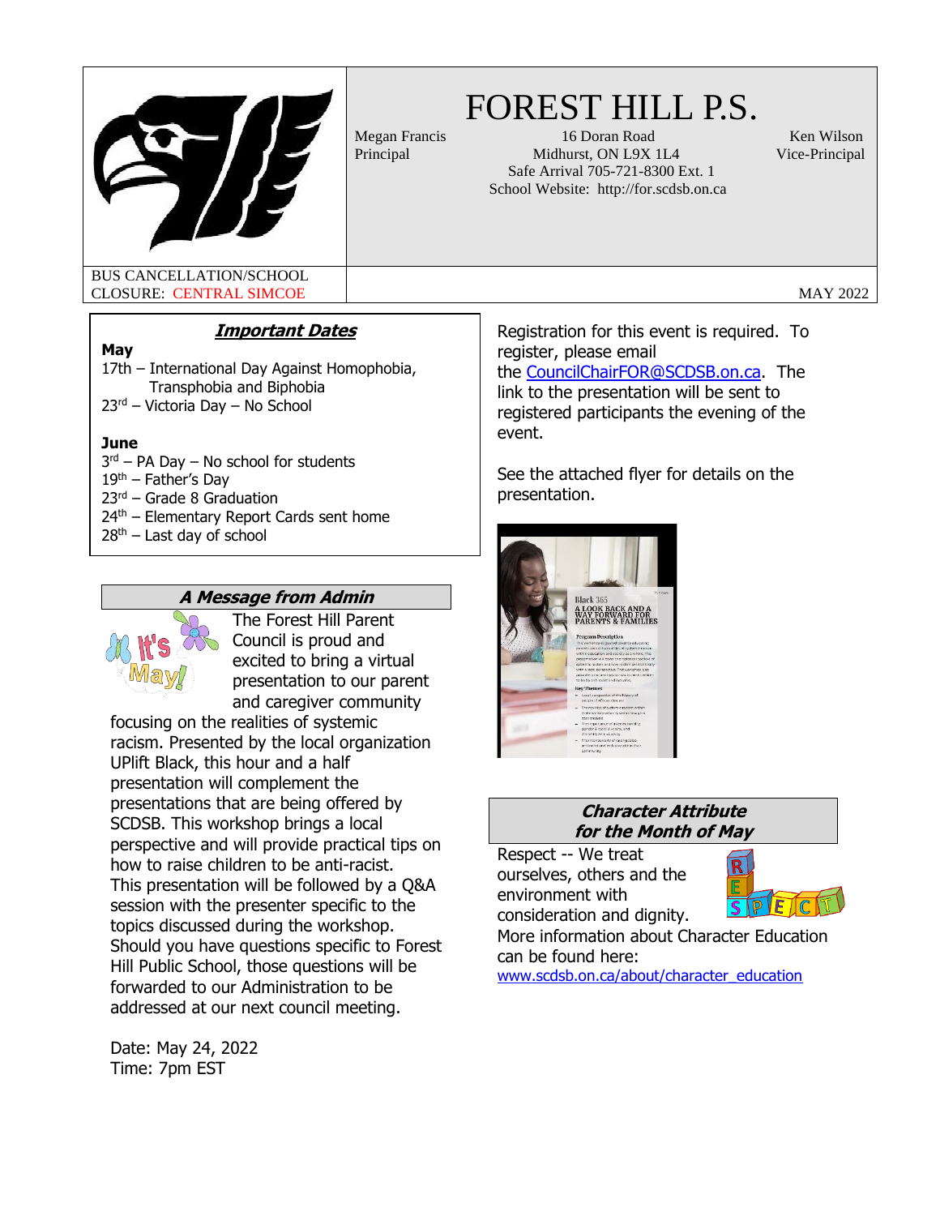# FOREST HILL P.S.

Megan Francis
Principal

16 Doran Road
Midhurst, ON L9X 1L4
Safe Arrival 705-721-8300 Ext. 1
School Website: http://for.scdsb.on.ca

Ken Wilson
Vice-Principal

BUS CANCELLATION/SCHOOL CLOSURE: CENTRAL SIMCOE

MAY 2022

## *Important Dates*

**May**

17th – International Day Against Homophobia, Transphobia and Biphobia
23rd – Victoria Day – No School

**June**

3rd – PA Day – No school for students
19th – Father's Day
23rd – Grade 8 Graduation
24th – Elementary Report Cards sent home
28th – Last day of school

## *A Message from Admin*

The Forest Hill Parent Council is proud and excited to bring a virtual presentation to our parent and caregiver community focusing on the realities of systemic racism. Presented by the local organization UPlift Black, this hour and a half presentation will complement the presentations that are being offered by SCDSB. This workshop brings a local perspective and will provide practical tips on how to raise children to be anti-racist. This presentation will be followed by a Q&A session with the presenter specific to the topics discussed during the workshop. Should you have questions specific to Forest Hill Public School, those questions will be forwarded to our Administration to be addressed at our next council meeting.

Date: May 24, 2022
Time: 7pm EST

Registration for this event is required. To register, please email the CouncilChairFOR@SCDSB.on.ca. The link to the presentation will be sent to registered participants the evening of the event.

See the attached flyer for details on the presentation.

## *Character Attribute for the Month of May*

Respect -- We treat ourselves, others and the environment with consideration and dignity.

More information about Character Education can be found here: www.scdsb.on.ca/about/character_education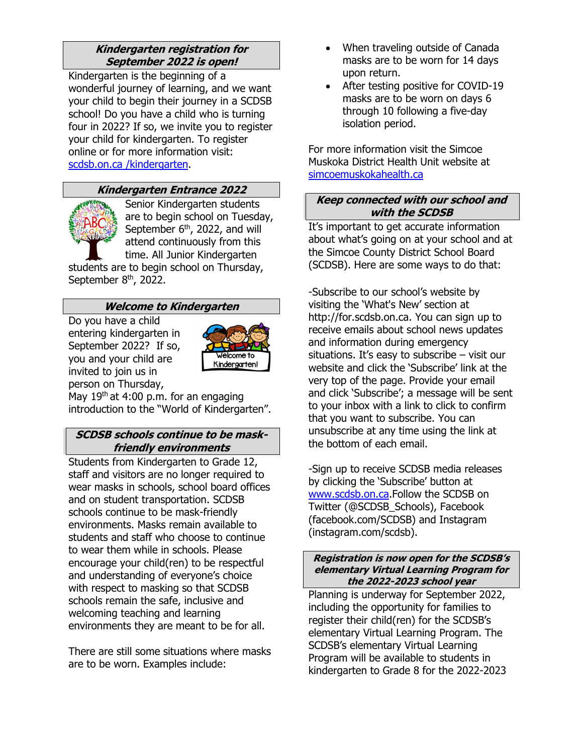## Kindergarten registration for September 2022 is open!

Kindergarten is the beginning of a wonderful journey of learning, and we want your child to begin their journey in a SCDSB school! Do you have a child who is turning four in 2022? If so, we invite you to register your child for kindergarten. To register online or for more information visit: scdsb.on.ca /kindergarten.

## Kindergarten Entrance 2022

Senior Kindergarten students are to begin school on Tuesday, September 6th, 2022, and will attend continuously from this time. All Junior Kindergarten students are to begin school on Thursday, September 8th, 2022.

## Welcome to Kindergarten

Do you have a child entering kindergarten in September 2022? If so, you and your child are invited to join us in person on Thursday, May 19th at 4:00 p.m. for an engaging introduction to the "World of Kindergarten".

## SCDSB schools continue to be mask-friendly environments

Students from Kindergarten to Grade 12, staff and visitors are no longer required to wear masks in schools, school board offices and on student transportation. SCDSB schools continue to be mask-friendly environments. Masks remain available to students and staff who choose to continue to wear them while in schools. Please encourage your child(ren) to be respectful and understanding of everyone's choice with respect to masking so that SCDSB schools remain the safe, inclusive and welcoming teaching and learning environments they are meant to be for all.

There are still some situations where masks are to be worn. Examples include:

- When traveling outside of Canada masks are to be worn for 14 days upon return.
- After testing positive for COVID-19 masks are to be worn on days 6 through 10 following a five-day isolation period.

For more information visit the Simcoe Muskoka District Health Unit website at simcoemuskokahealth.ca

## Keep connected with our school and with the SCDSB

It's important to get accurate information about what's going on at your school and at the Simcoe County District School Board (SCDSB). Here are some ways to do that:

-Subscribe to our school's website by visiting the 'What's New' section at http://for.scdsb.on.ca. You can sign up to receive emails about school news updates and information during emergency situations. It's easy to subscribe – visit our website and click the 'Subscribe' link at the very top of the page. Provide your email and click 'Subscribe'; a message will be sent to your inbox with a link to click to confirm that you want to subscribe. You can unsubscribe at any time using the link at the bottom of each email.

-Sign up to receive SCDSB media releases by clicking the 'Subscribe' button at www.scdsb.on.ca.Follow the SCDSB on Twitter (@SCDSB_Schools), Facebook (facebook.com/SCDSB) and Instagram (instagram.com/scdsb).

## Registration is now open for the SCDSB's elementary Virtual Learning Program for the 2022-2023 school year

Planning is underway for September 2022, including the opportunity for families to register their child(ren) for the SCDSB's elementary Virtual Learning Program. The SCDSB's elementary Virtual Learning Program will be available to students in kindergarten to Grade 8 for the 2022-2023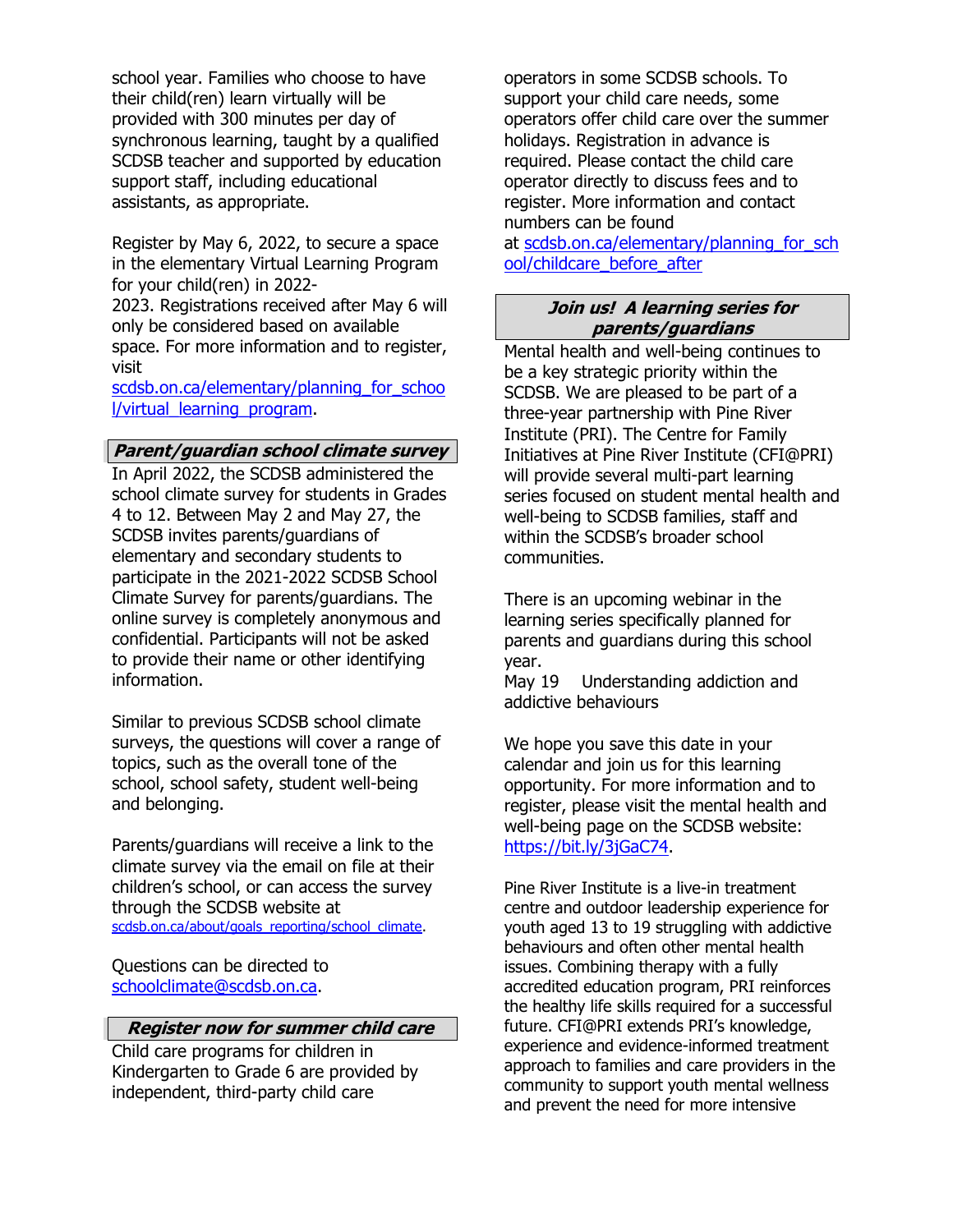school year. Families who choose to have their child(ren) learn virtually will be provided with 300 minutes per day of synchronous learning, taught by a qualified SCDSB teacher and supported by education support staff, including educational assistants, as appropriate.

Register by May 6, 2022, to secure a space in the elementary Virtual Learning Program for your child(ren) in 2022-2023. Registrations received after May 6 will only be considered based on available space. For more information and to register, visit [scdsb.on.ca/elementary/planning_for_school/virtual_learning_program](scdsb.on.ca/elementary/planning_for_school/virtual_learning_program).

### *Parent/guardian school climate survey*

In April 2022, the SCDSB administered the school climate survey for students in Grades 4 to 12. Between May 2 and May 27, the SCDSB invites parents/guardians of elementary and secondary students to participate in the 2021-2022 SCDSB School Climate Survey for parents/guardians. The online survey is completely anonymous and confidential. Participants will not be asked to provide their name or other identifying information.

Similar to previous SCDSB school climate surveys, the questions will cover a range of topics, such as the overall tone of the school, school safety, student well-being and belonging.

Parents/guardians will receive a link to the climate survey via the email on file at their children's school, or can access the survey through the SCDSB website at [scdsb.on.ca/about/goals_reporting/school_climate](scdsb.on.ca/about/goals_reporting/school_climate).

Questions can be directed to [schoolclimate@scdsb.on.ca](mailto:schoolclimate@scdsb.on.ca).

### *Register now for summer child care*

Child care programs for children in Kindergarten to Grade 6 are provided by independent, third-party child care operators in some SCDSB schools. To support your child care needs, some operators offer child care over the summer holidays. Registration in advance is required. Please contact the child care operator directly to discuss fees and to register. More information and contact numbers can be found at [scdsb.on.ca/elementary/planning_for_school/childcare_before_after](scdsb.on.ca/elementary/planning_for_school/childcare_before_after)

### *Join us! A learning series for parents/guardians*

Mental health and well-being continues to be a key strategic priority within the SCDSB. We are pleased to be part of a three-year partnership with Pine River Institute (PRI). The Centre for Family Initiatives at Pine River Institute (CFI@PRI) will provide several multi-part learning series focused on student mental health and well-being to SCDSB families, staff and within the SCDSB's broader school communities.

There is an upcoming webinar in the learning series specifically planned for parents and guardians during this school year.

May 19 Understanding addiction and addictive behaviours

We hope you save this date in your calendar and join us for this learning opportunity. For more information and to register, please visit the mental health and well-being page on the SCDSB website: [https://bit.ly/3jGaC74](https://bit.ly/3jGaC74).

Pine River Institute is a live-in treatment centre and outdoor leadership experience for youth aged 13 to 19 struggling with addictive behaviours and often other mental health issues. Combining therapy with a fully accredited education program, PRI reinforces the healthy life skills required for a successful future. CFI@PRI extends PRI's knowledge, experience and evidence-informed treatment approach to families and care providers in the community to support youth mental wellness and prevent the need for more intensive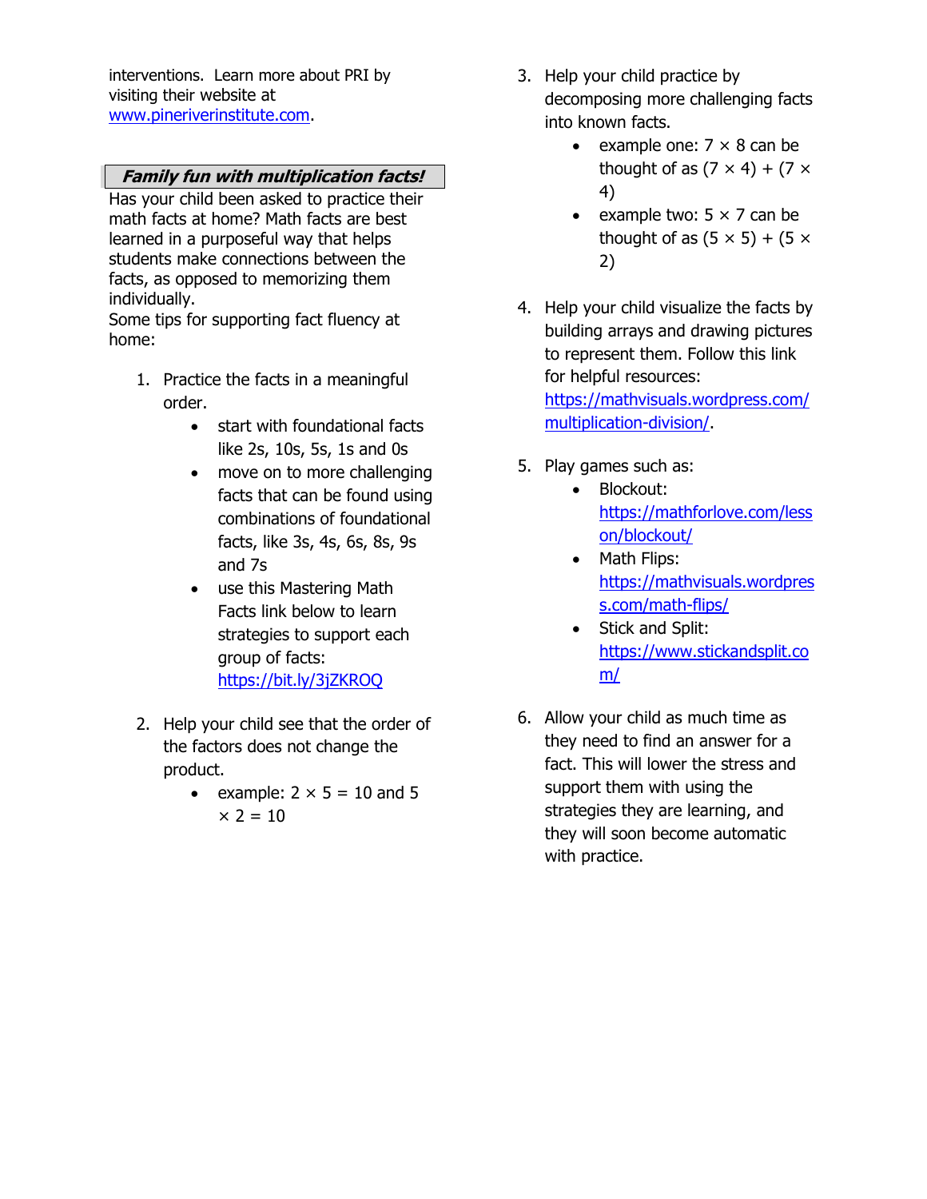interventions. Learn more about PRI by visiting their website at [www.pineriverinstitute.com](http://www.pineriverinstitute.com).

## ***Family fun with multiplication facts!***

Has your child been asked to practice their math facts at home? Math facts are best learned in a purposeful way that helps students make connections between the facts, as opposed to memorizing them individually.

Some tips for supporting fact fluency at home:

1. Practice the facts in a meaningful order.
   - start with foundational facts like 2s, 10s, 5s, 1s and 0s
   - move on to more challenging facts that can be found using combinations of foundational facts, like 3s, 4s, 6s, 8s, 9s and 7s
   - use this Mastering Math Facts link below to learn strategies to support each group of facts: [https://bit.ly/3jZKROQ](https://bit.ly/3jZKROQ)

2. Help your child see that the order of the factors does not change the product.
   - example: $2 \times 5 = 10$ and $5 \times 2 = 10$

3. Help your child practice by decomposing more challenging facts into known facts.
   - example one: $7 \times 8$ can be thought of as $(7 \times 4) + (7 \times 4)$
   - example two: $5 \times 7$ can be thought of as $(5 \times 5) + (5 \times 2)$

4. Help your child visualize the facts by building arrays and drawing pictures to represent them. Follow this link for helpful resources: [https://mathvisuals.wordpress.com/multiplication-division/](https://mathvisuals.wordpress.com/multiplication-division/).

5. Play games such as:
   - Blockout: [https://mathforlove.com/lesson/blockout/](https://mathforlove.com/lesson/blockout/)
   - Math Flips: [https://mathvisuals.wordpress.com/math-flips/](https://mathvisuals.wordpress.com/math-flips/)
   - Stick and Split: [https://www.stickandsplit.com/](https://www.stickandsplit.com/)

6. Allow your child as much time as they need to find an answer for a fact. This will lower the stress and support them with using the strategies they are learning, and they will soon become automatic with practice.